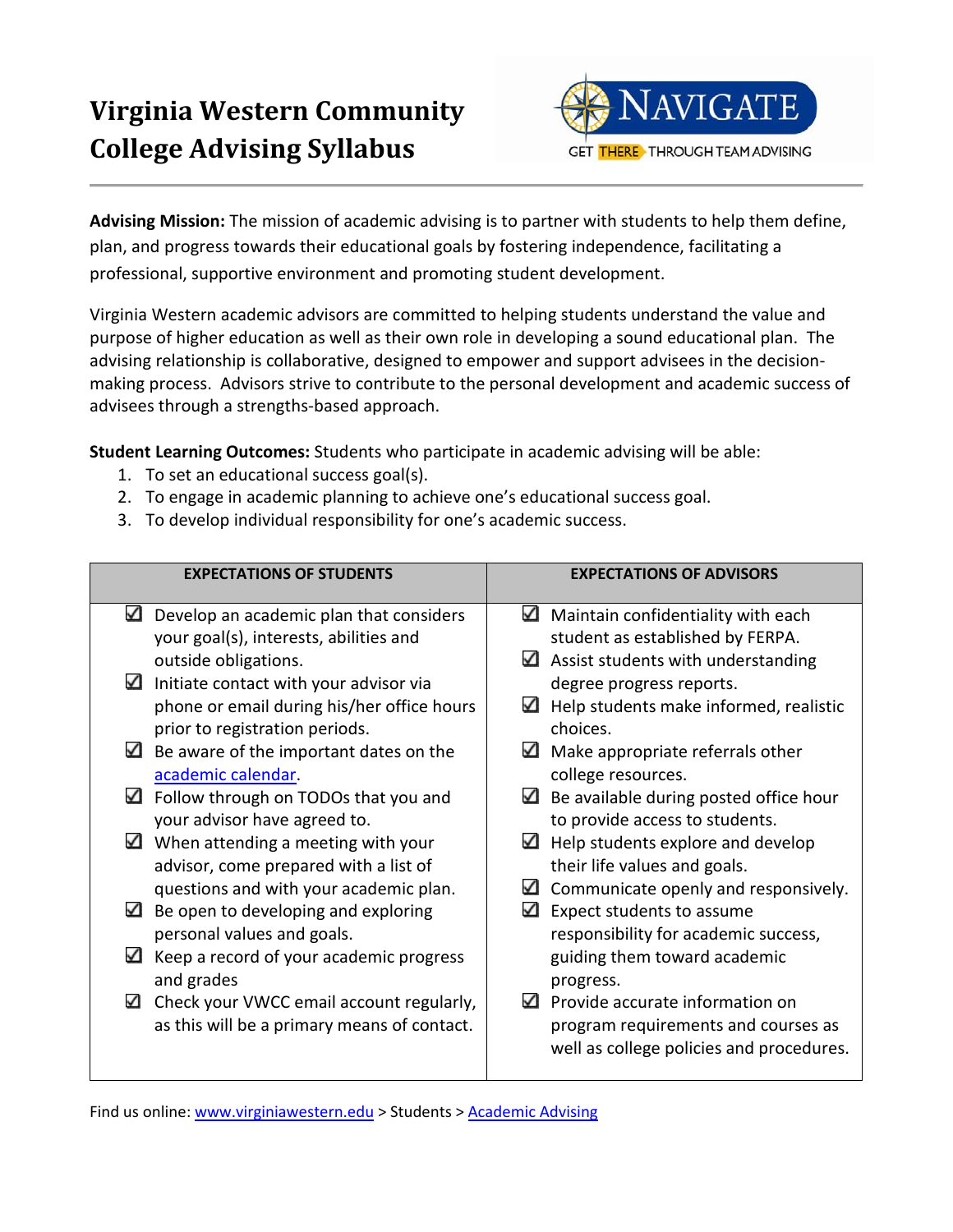# Virginia Western Community College Advising Syllabus

NAVIGATE
GET THERE THROUGH TEAM ADVISING

**Advising Mission:** The mission of academic advising is to partner with students to help them define, plan, and progress towards their educational goals by fostering independence, facilitating a professional, supportive environment and promoting student development.

Virginia Western academic advisors are committed to helping students understand the value and purpose of higher education as well as their own role in developing a sound educational plan. The advising relationship is collaborative, designed to empower and support advisees in the decision-making process. Advisors strive to contribute to the personal development and academic success of advisees through a strengths-based approach.

**Student Learning Outcomes:** Students who participate in academic advising will be able:

1. To set an educational success goal(s).
2. To engage in academic planning to achieve one's educational success goal.
3. To develop individual responsibility for one's academic success.

| EXPECTATIONS OF STUDENTS | EXPECTATIONS OF ADVISORS |
| --- | --- |
| ☑ Develop an academic plan that considers your goal(s), interests, abilities and outside obligations.<br>☑ Initiate contact with your advisor via phone or email during his/her office hours prior to registration periods.<br>☑ Be aware of the important dates on the academic calendar.<br>☑ Follow through on TODOs that you and your advisor have agreed to.<br>☑ When attending a meeting with your advisor, come prepared with a list of questions and with your academic plan.<br>☑ Be open to developing and exploring personal values and goals.<br>☑ Keep a record of your academic progress and grades<br>☑ Check your VWCC email account regularly, as this will be a primary means of contact. | ☑ Maintain confidentiality with each student as established by FERPA.<br>☑ Assist students with understanding degree progress reports.<br>☑ Help students make informed, realistic choices.<br>☑ Make appropriate referrals other college resources.<br>☑ Be available during posted office hour to provide access to students.<br>☑ Help students explore and develop their life values and goals.<br>☑ Communicate openly and responsively.<br>☑ Expect students to assume responsibility for academic success, guiding them toward academic progress.<br>☑ Provide accurate information on program requirements and courses as well as college policies and procedures. |

Find us online: www.virginiawestern.edu > Students > Academic Advising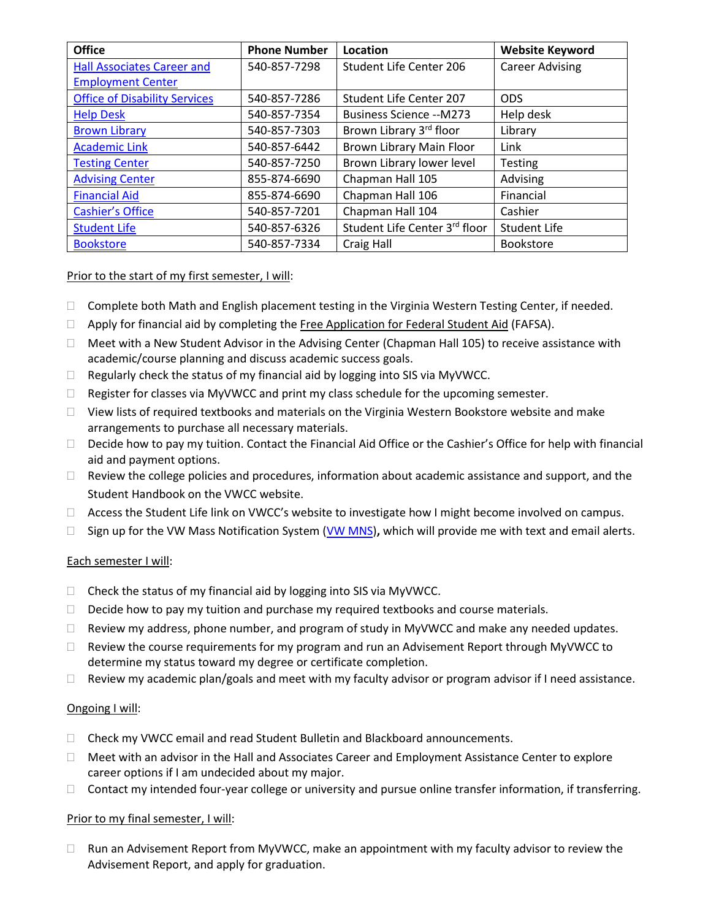| Office | Phone Number | Location | Website Keyword |
|---|---|---|---|
| Hall Associates Career and Employment Center | 540-857-7298 | Student Life Center 206 | Career Advising |
| Office of Disability Services | 540-857-7286 | Student Life Center 207 | ODS |
| Help Desk | 540-857-7354 | Business Science --M273 | Help desk |
| Brown Library | 540-857-7303 | Brown Library 3rd floor | Library |
| Academic Link | 540-857-6442 | Brown Library Main Floor | Link |
| Testing Center | 540-857-7250 | Brown Library lower level | Testing |
| Advising Center | 855-874-6690 | Chapman Hall 105 | Advising |
| Financial Aid | 855-874-6690 | Chapman Hall 106 | Financial |
| Cashier's Office | 540-857-7201 | Chapman Hall 104 | Cashier |
| Student Life | 540-857-6326 | Student Life Center 3rd floor | Student Life |
| Bookstore | 540-857-7334 | Craig Hall | Bookstore |

Prior to the start of my first semester, I will:

- [ ] Complete both Math and English placement testing in the Virginia Western Testing Center, if needed.
- [ ] Apply for financial aid by completing the Free Application for Federal Student Aid (FAFSA).
- [ ] Meet with a New Student Advisor in the Advising Center (Chapman Hall 105) to receive assistance with academic/course planning and discuss academic success goals.
- [ ] Regularly check the status of my financial aid by logging into SIS via MyVWCC.
- [ ] Register for classes via MyVWCC and print my class schedule for the upcoming semester.
- [ ] View lists of required textbooks and materials on the Virginia Western Bookstore website and make arrangements to purchase all necessary materials.
- [ ] Decide how to pay my tuition. Contact the Financial Aid Office or the Cashier's Office for help with financial aid and payment options.
- [ ] Review the college policies and procedures, information about academic assistance and support, and the Student Handbook on the VWCC website.
- [ ] Access the Student Life link on VWCC's website to investigate how I might become involved on campus.
- [ ] Sign up for the VW Mass Notification System (VW MNS)**,** which will provide me with text and email alerts.

Each semester I will:

- [ ] Check the status of my financial aid by logging into SIS via MyVWCC.
- [ ] Decide how to pay my tuition and purchase my required textbooks and course materials.
- [ ] Review my address, phone number, and program of study in MyVWCC and make any needed updates.
- [ ] Review the course requirements for my program and run an Advisement Report through MyVWCC to determine my status toward my degree or certificate completion.
- [ ] Review my academic plan/goals and meet with my faculty advisor or program advisor if I need assistance.

Ongoing I will:

- [ ] Check my VWCC email and read Student Bulletin and Blackboard announcements.
- [ ] Meet with an advisor in the Hall and Associates Career and Employment Assistance Center to explore career options if I am undecided about my major.
- [ ] Contact my intended four-year college or university and pursue online transfer information, if transferring.

Prior to my final semester, I will:

- [ ] Run an Advisement Report from MyVWCC, make an appointment with my faculty advisor to review the Advisement Report, and apply for graduation.